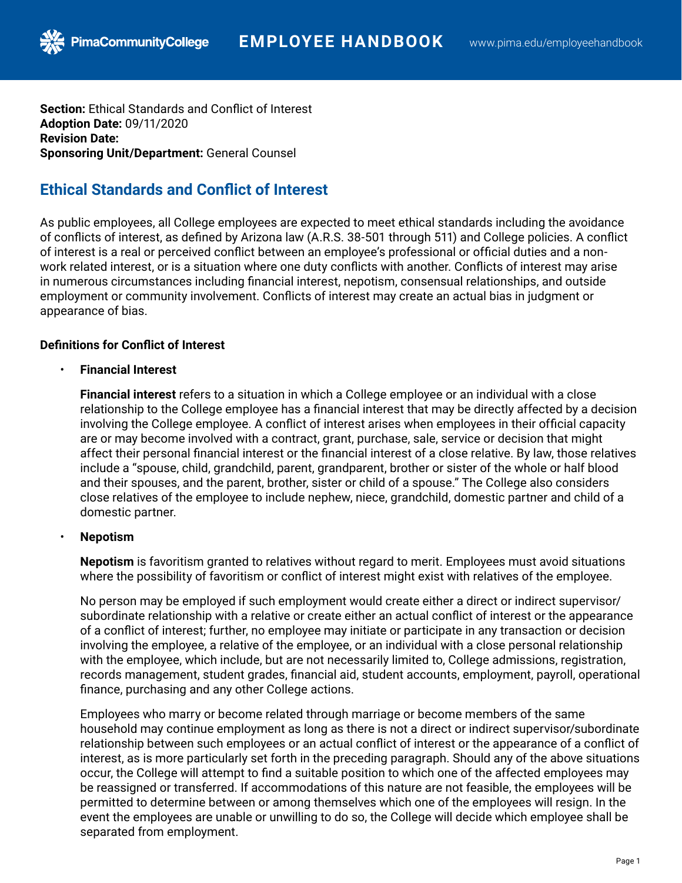**Section:** Ethical Standards and Conflict of Interest
**Adoption Date:** 09/11/2020
**Revision Date:**
**Sponsoring Unit/Department:** General Counsel

## Ethical Standards and Conflict of Interest

As public employees, all College employees are expected to meet ethical standards including the avoidance of conflicts of interest, as defined by Arizona law (A.R.S. 38-501 through 511) and College policies. A conflict of interest is a real or perceived conflict between an employee's professional or official duties and a non-work related interest, or is a situation where one duty conflicts with another. Conflicts of interest may arise in numerous circumstances including financial interest, nepotism, consensual relationships, and outside employment or community involvement. Conflicts of interest may create an actual bias in judgment or appearance of bias.

### Definitions for Conflict of Interest

- **Financial Interest**

  **Financial interest** refers to a situation in which a College employee or an individual with a close relationship to the College employee has a financial interest that may be directly affected by a decision involving the College employee. A conflict of interest arises when employees in their official capacity are or may become involved with a contract, grant, purchase, sale, service or decision that might affect their personal financial interest or the financial interest of a close relative. By law, those relatives include a "spouse, child, grandchild, parent, grandparent, brother or sister of the whole or half blood and their spouses, and the parent, brother, sister or child of a spouse." The College also considers close relatives of the employee to include nephew, niece, grandchild, domestic partner and child of a domestic partner.

- **Nepotism**

  **Nepotism** is favoritism granted to relatives without regard to merit. Employees must avoid situations where the possibility of favoritism or conflict of interest might exist with relatives of the employee.

  No person may be employed if such employment would create either a direct or indirect supervisor/subordinate relationship with a relative or create either an actual conflict of interest or the appearance of a conflict of interest; further, no employee may initiate or participate in any transaction or decision involving the employee, a relative of the employee, or an individual with a close personal relationship with the employee, which include, but are not necessarily limited to, College admissions, registration, records management, student grades, financial aid, student accounts, employment, payroll, operational finance, purchasing and any other College actions.

  Employees who marry or become related through marriage or become members of the same household may continue employment as long as there is not a direct or indirect supervisor/subordinate relationship between such employees or an actual conflict of interest or the appearance of a conflict of interest, as is more particularly set forth in the preceding paragraph. Should any of the above situations occur, the College will attempt to find a suitable position to which one of the affected employees may be reassigned or transferred. If accommodations of this nature are not feasible, the employees will be permitted to determine between or among themselves which one of the employees will resign. In the event the employees are unable or unwilling to do so, the College will decide which employee shall be separated from employment.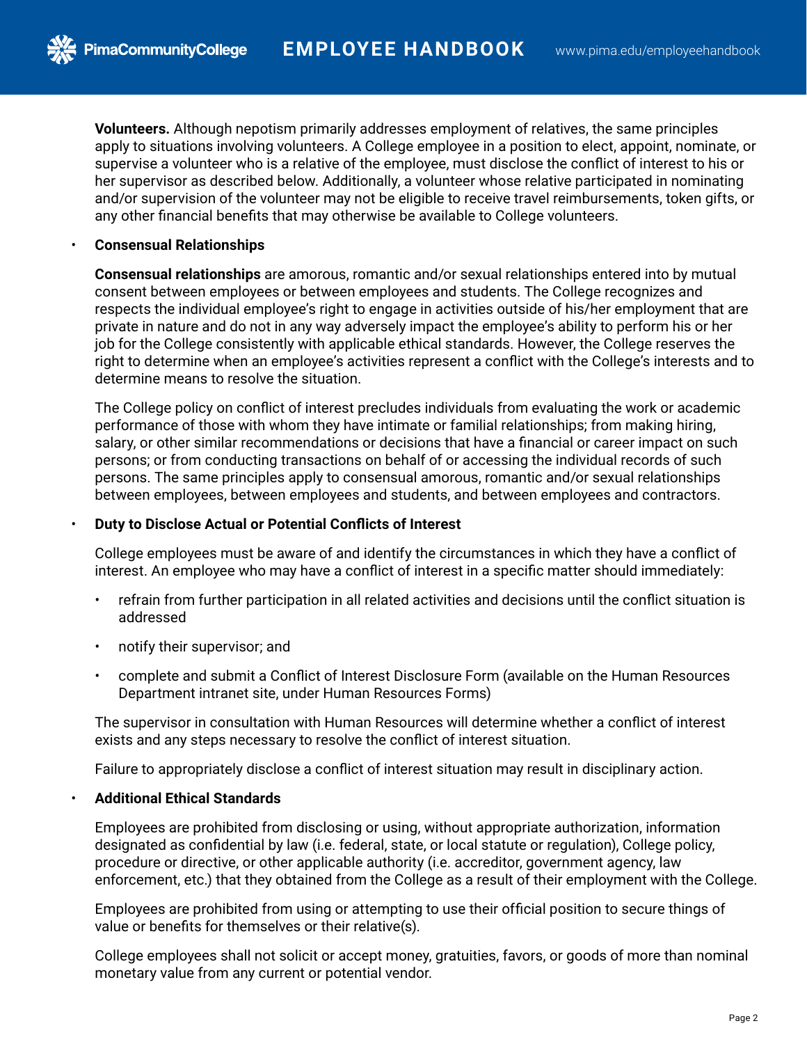**Volunteers.** Although nepotism primarily addresses employment of relatives, the same principles apply to situations involving volunteers. A College employee in a position to elect, appoint, nominate, or supervise a volunteer who is a relative of the employee, must disclose the conflict of interest to his or her supervisor as described below. Additionally, a volunteer whose relative participated in nominating and/or supervision of the volunteer may not be eligible to receive travel reimbursements, token gifts, or any other financial benefits that may otherwise be available to College volunteers.

- **Consensual Relationships**

  **Consensual relationships** are amorous, romantic and/or sexual relationships entered into by mutual consent between employees or between employees and students. The College recognizes and respects the individual employee's right to engage in activities outside of his/her employment that are private in nature and do not in any way adversely impact the employee's ability to perform his or her job for the College consistently with applicable ethical standards. However, the College reserves the right to determine when an employee's activities represent a conflict with the College's interests and to determine means to resolve the situation.

  The College policy on conflict of interest precludes individuals from evaluating the work or academic performance of those with whom they have intimate or familial relationships; from making hiring, salary, or other similar recommendations or decisions that have a financial or career impact on such persons; or from conducting transactions on behalf of or accessing the individual records of such persons. The same principles apply to consensual amorous, romantic and/or sexual relationships between employees, between employees and students, and between employees and contractors.

- **Duty to Disclose Actual or Potential Conflicts of Interest**

  College employees must be aware of and identify the circumstances in which they have a conflict of interest. An employee who may have a conflict of interest in a specific matter should immediately:

  - refrain from further participation in all related activities and decisions until the conflict situation is addressed
  - notify their supervisor; and
  - complete and submit a Conflict of Interest Disclosure Form (available on the Human Resources Department intranet site, under Human Resources Forms)

  The supervisor in consultation with Human Resources will determine whether a conflict of interest exists and any steps necessary to resolve the conflict of interest situation.

  Failure to appropriately disclose a conflict of interest situation may result in disciplinary action.

- **Additional Ethical Standards**

  Employees are prohibited from disclosing or using, without appropriate authorization, information designated as confidential by law (i.e. federal, state, or local statute or regulation), College policy, procedure or directive, or other applicable authority (i.e. accreditor, government agency, law enforcement, etc.) that they obtained from the College as a result of their employment with the College.

  Employees are prohibited from using or attempting to use their official position to secure things of value or benefits for themselves or their relative(s).

  College employees shall not solicit or accept money, gratuities, favors, or goods of more than nominal monetary value from any current or potential vendor.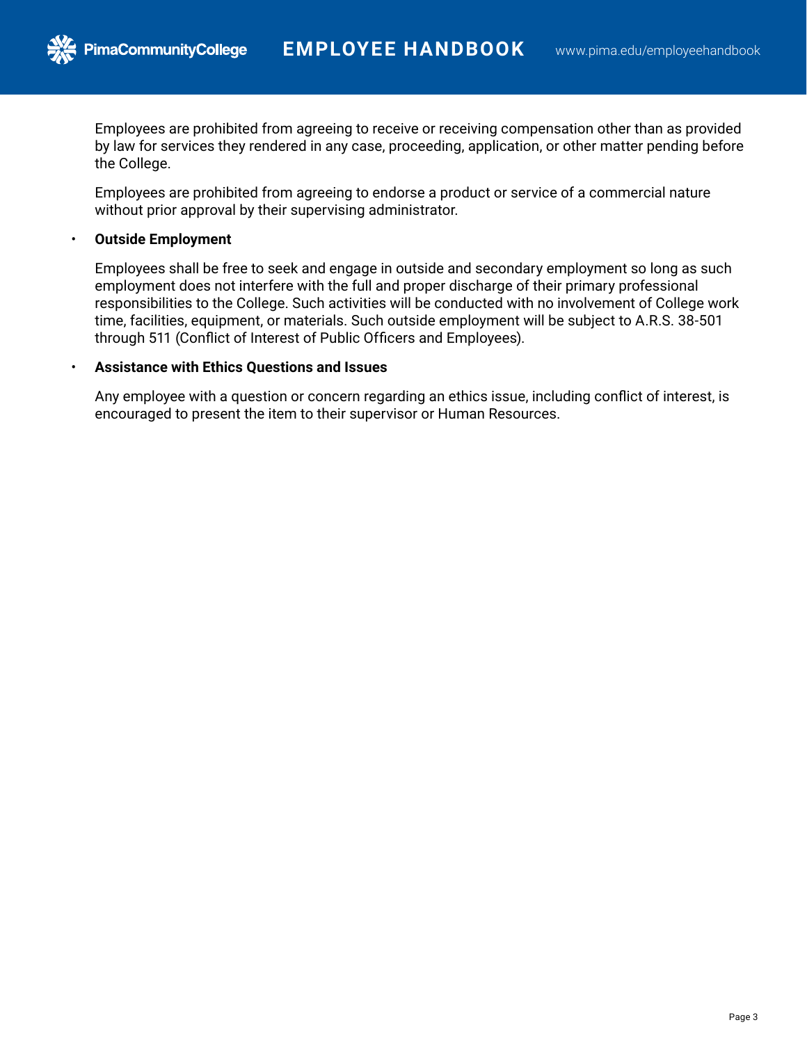Employees are prohibited from agreeing to receive or receiving compensation other than as provided by law for services they rendered in any case, proceeding, application, or other matter pending before the College.

Employees are prohibited from agreeing to endorse a product or service of a commercial nature without prior approval by their supervising administrator.

- **Outside Employment**

  Employees shall be free to seek and engage in outside and secondary employment so long as such employment does not interfere with the full and proper discharge of their primary professional responsibilities to the College. Such activities will be conducted with no involvement of College work time, facilities, equipment, or materials. Such outside employment will be subject to A.R.S. 38-501 through 511 (Conflict of Interest of Public Officers and Employees).

- **Assistance with Ethics Questions and Issues**

  Any employee with a question or concern regarding an ethics issue, including conflict of interest, is encouraged to present the item to their supervisor or Human Resources.